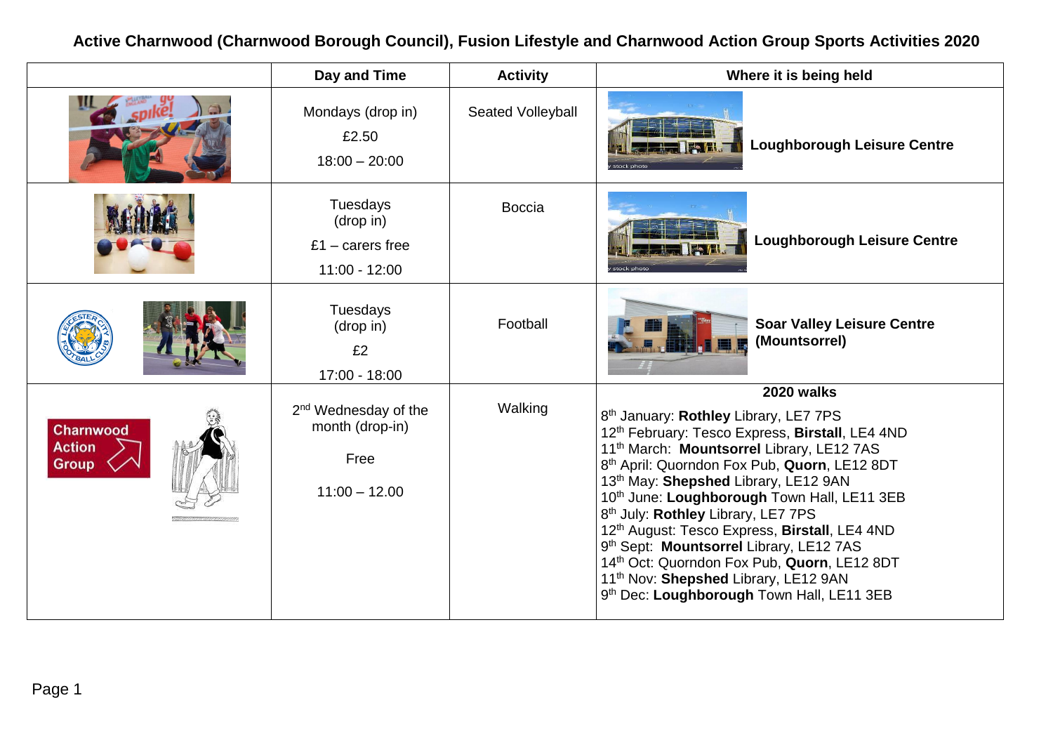# Active Charnwood (Charnwood Borough Council), Fusion Lifestyle and Charnwood Action Group Sports Activities 2020

| | Day and Time | Activity | Where it is being held |
|---|---|---|---|
| | Mondays (drop in)<br>£2.50<br>18:00 – 20:00 | Seated Volleyball | **Loughborough Leisure Centre** |
| | Tuesdays (drop in)<br>£1 – carers free<br>11:00 - 12:00 | Boccia | **Loughborough Leisure Centre** |
| | Tuesdays (drop in)<br>£2<br>17:00 - 18:00 | Football | **Soar Valley Leisure Centre (Mountsorrel)** |
| Charnwood Action Group | 2nd Wednesday of the month (drop-in)<br>Free<br>11:00 – 12.00 | Walking | **2020 walks**<br>8th January: **Rothley** Library, LE7 7PS<br>12th February: Tesco Express, **Birstall**, LE4 4ND<br>11th March: **Mountsorrel** Library, LE12 7AS<br>8th April: Quorndon Fox Pub, **Quorn**, LE12 8DT<br>13th May: **Shepshed** Library, LE12 9AN<br>10th June: **Loughborough** Town Hall, LE11 3EB<br>8th July: **Rothley** Library, LE7 7PS<br>12th August: Tesco Express, **Birstall**, LE4 4ND<br>9th Sept: **Mountsorrel** Library, LE12 7AS<br>14th Oct: Quorndon Fox Pub, **Quorn**, LE12 8DT<br>11th Nov: **Shepshed** Library, LE12 9AN<br>9th Dec: **Loughborough** Town Hall, LE11 3EB |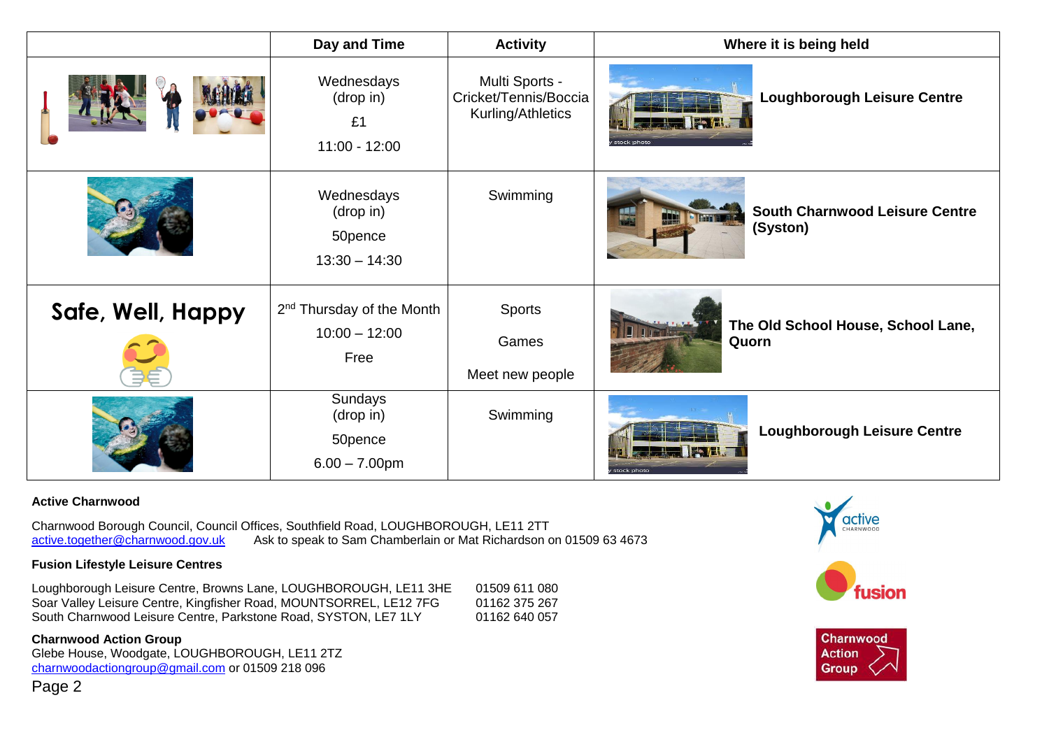| | Day and Time | Activity | Where it is being held |
|---|---|---|---|
| | Wednesdays (drop in) £1 11:00 - 12:00 | Multi Sports - Cricket/Tennis/Boccia Kurling/Athletics | **Loughborough Leisure Centre** |
| | Wednesdays (drop in) 50pence 13:30 – 14:30 | Swimming | **South Charnwood Leisure Centre (Syston)** |
| **Safe, Well, Happy** | 2nd Thursday of the Month 10:00 – 12:00 Free | Sports Games Meet new people | **The Old School House, School Lane, Quorn** |
| | Sundays (drop in) 50pence 6.00 – 7.00pm | Swimming | **Loughborough Leisure Centre** |

**Active Charnwood**

Charnwood Borough Council, Council Offices, Southfield Road, LOUGHBOROUGH, LE11 2TT
active.together@charnwood.gov.uk Ask to speak to Sam Chamberlain or Mat Richardson on 01509 63 4673

**Fusion Lifestyle Leisure Centres**

Loughborough Leisure Centre, Browns Lane, LOUGHBOROUGH, LE11 3HE 01509 611 080
Soar Valley Leisure Centre, Kingfisher Road, MOUNTSORREL, LE12 7FG 01162 375 267
South Charnwood Leisure Centre, Parkstone Road, SYSTON, LE7 1LY 01162 640 057

**Charnwood Action Group**
Glebe House, Woodgate, LOUGHBOROUGH, LE11 2TZ
charnwoodactiongroup@gmail.com or 01509 218 096